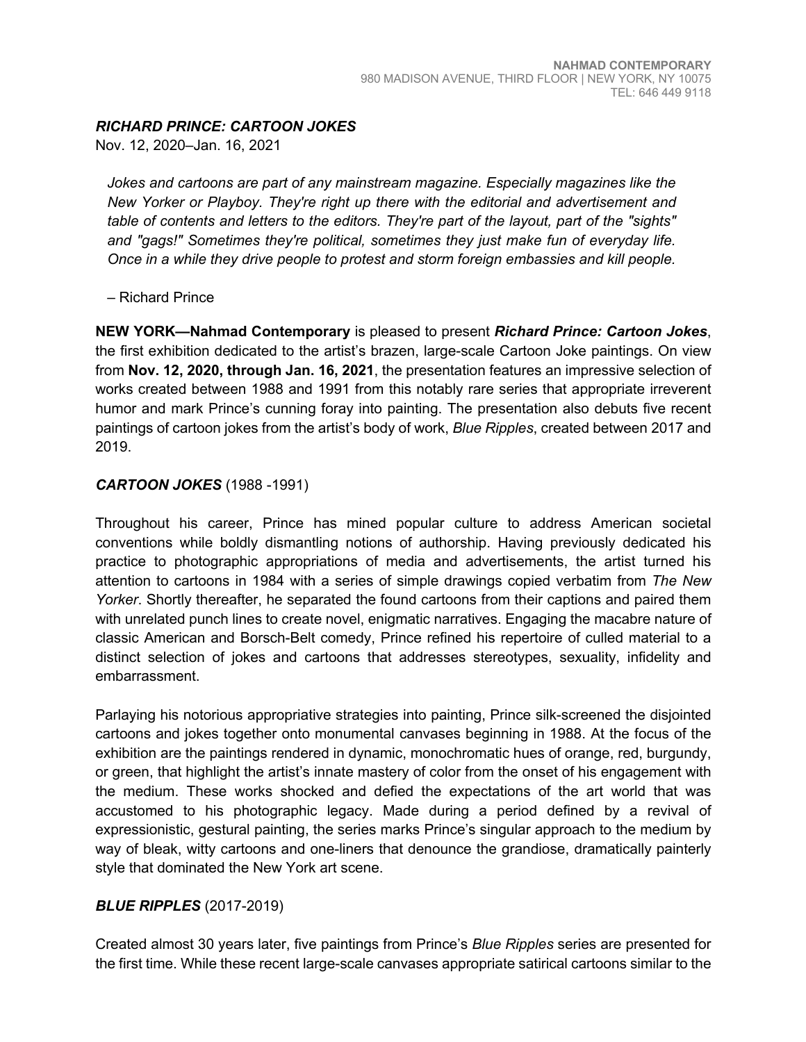NAHMAD CONTEMPORARY
980 MADISON AVENUE, THIRD FLOOR | NEW YORK, NY 10075
TEL: 646 449 9118

***RICHARD PRINCE: CARTOON JOKES***
Nov. 12, 2020–Jan. 16, 2021

> *Jokes and cartoons are part of any mainstream magazine. Especially magazines like the New Yorker or Playboy. They're right up there with the editorial and advertisement and table of contents and letters to the editors. They're part of the layout, part of the "sights" and "gags!" Sometimes they're political, sometimes they just make fun of everyday life. Once in a while they drive people to protest and storm foreign embassies and kill people.*
>
> – Richard Prince

**NEW YORK—Nahmad Contemporary** is pleased to present ***Richard Prince: Cartoon Jokes***, the first exhibition dedicated to the artist's brazen, large-scale Cartoon Joke paintings. On view from **Nov. 12, 2020, through Jan. 16, 2021**, the presentation features an impressive selection of works created between 1988 and 1991 from this notably rare series that appropriate irreverent humor and mark Prince's cunning foray into painting. The presentation also debuts five recent paintings of cartoon jokes from the artist's body of work, *Blue Ripples*, created between 2017 and 2019.

## ***CARTOON JOKES*** (1988 -1991)

Throughout his career, Prince has mined popular culture to address American societal conventions while boldly dismantling notions of authorship. Having previously dedicated his practice to photographic appropriations of media and advertisements, the artist turned his attention to cartoons in 1984 with a series of simple drawings copied verbatim from *The New Yorker*. Shortly thereafter, he separated the found cartoons from their captions and paired them with unrelated punch lines to create novel, enigmatic narratives. Engaging the macabre nature of classic American and Borsch-Belt comedy, Prince refined his repertoire of culled material to a distinct selection of jokes and cartoons that addresses stereotypes, sexuality, infidelity and embarrassment.

Parlaying his notorious appropriative strategies into painting, Prince silk-screened the disjointed cartoons and jokes together onto monumental canvases beginning in 1988. At the focus of the exhibition are the paintings rendered in dynamic, monochromatic hues of orange, red, burgundy, or green, that highlight the artist's innate mastery of color from the onset of his engagement with the medium. These works shocked and defied the expectations of the art world that was accustomed to his photographic legacy. Made during a period defined by a revival of expressionistic, gestural painting, the series marks Prince's singular approach to the medium by way of bleak, witty cartoons and one-liners that denounce the grandiose, dramatically painterly style that dominated the New York art scene.

## ***BLUE RIPPLES*** (2017-2019)

Created almost 30 years later, five paintings from Prince's *Blue Ripples* series are presented for the first time. While these recent large-scale canvases appropriate satirical cartoons similar to the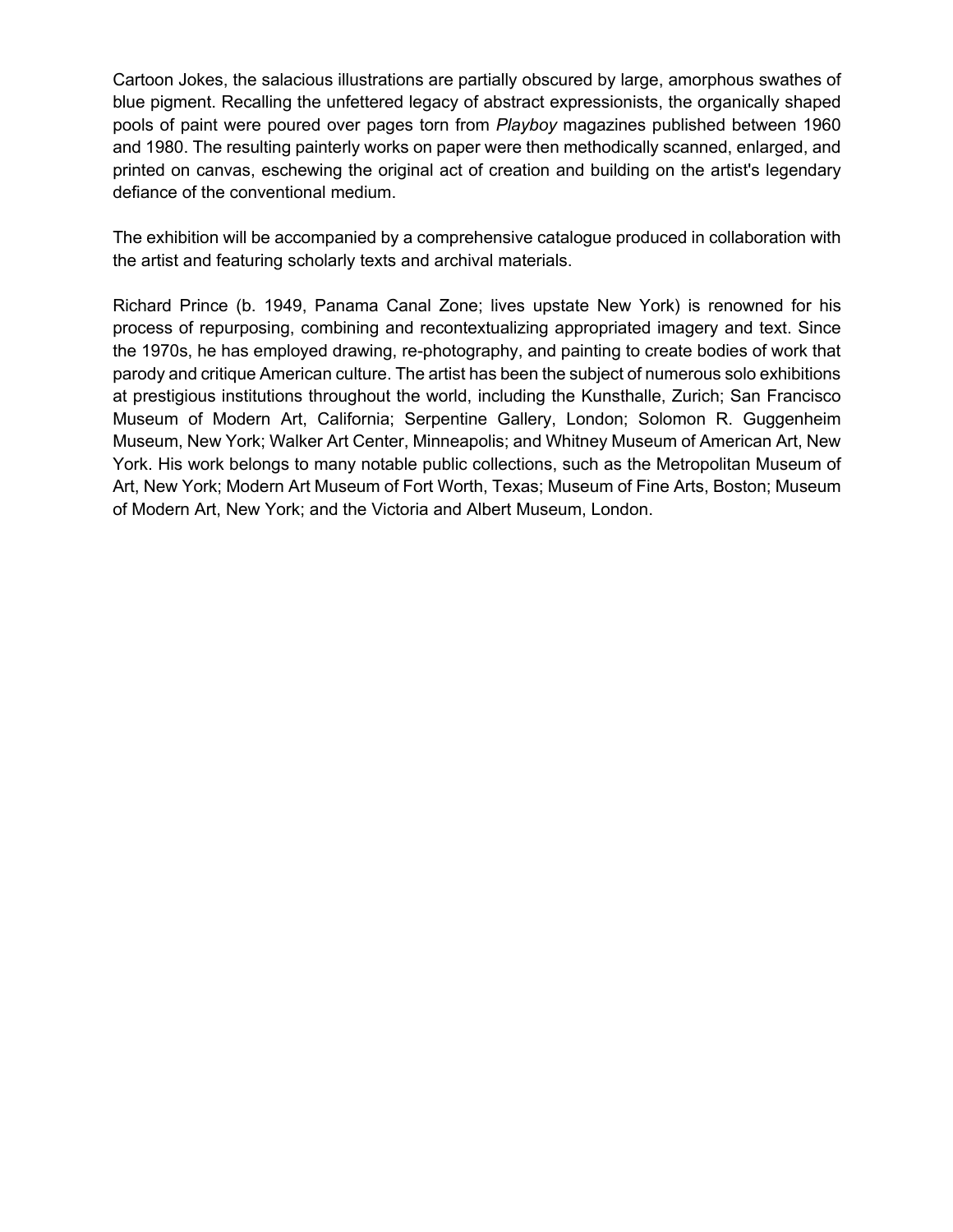Cartoon Jokes, the salacious illustrations are partially obscured by large, amorphous swathes of blue pigment. Recalling the unfettered legacy of abstract expressionists, the organically shaped pools of paint were poured over pages torn from *Playboy* magazines published between 1960 and 1980. The resulting painterly works on paper were then methodically scanned, enlarged, and printed on canvas, eschewing the original act of creation and building on the artist's legendary defiance of the conventional medium.

The exhibition will be accompanied by a comprehensive catalogue produced in collaboration with the artist and featuring scholarly texts and archival materials.

Richard Prince (b. 1949, Panama Canal Zone; lives upstate New York) is renowned for his process of repurposing, combining and recontextualizing appropriated imagery and text. Since the 1970s, he has employed drawing, re-photography, and painting to create bodies of work that parody and critique American culture. The artist has been the subject of numerous solo exhibitions at prestigious institutions throughout the world, including the Kunsthalle, Zurich; San Francisco Museum of Modern Art, California; Serpentine Gallery, London; Solomon R. Guggenheim Museum, New York; Walker Art Center, Minneapolis; and Whitney Museum of American Art, New York. His work belongs to many notable public collections, such as the Metropolitan Museum of Art, New York; Modern Art Museum of Fort Worth, Texas; Museum of Fine Arts, Boston; Museum of Modern Art, New York; and the Victoria and Albert Museum, London.